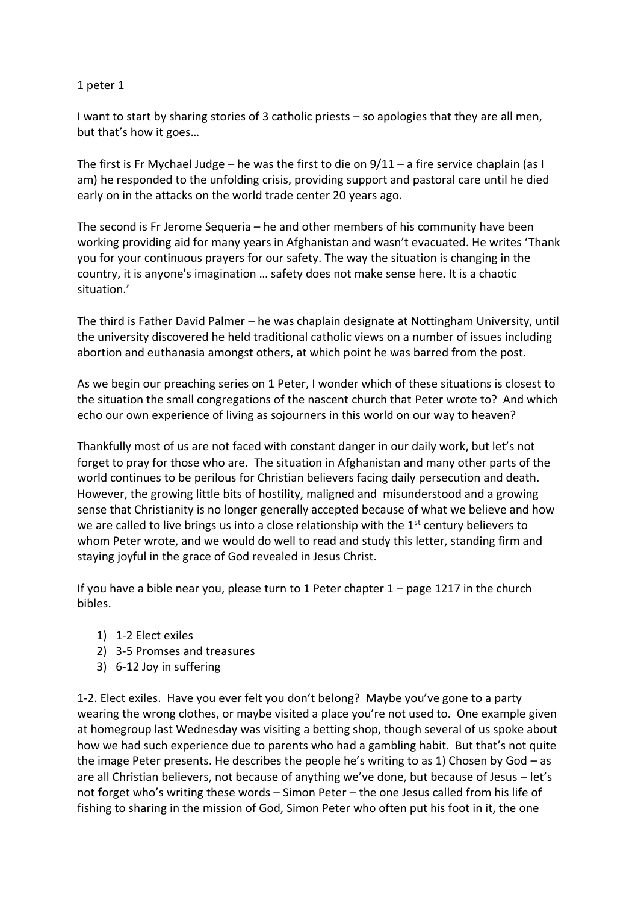1 peter 1

I want to start by sharing stories of 3 catholic priests – so apologies that they are all men, but that's how it goes…

The first is Fr Mychael Judge – he was the first to die on 9/11 – a fire service chaplain (as I am) he responded to the unfolding crisis, providing support and pastoral care until he died early on in the attacks on the world trade center 20 years ago.

The second is Fr Jerome Sequeria – he and other members of his community have been working providing aid for many years in Afghanistan and wasn't evacuated. He writes 'Thank you for your continuous prayers for our safety. The way the situation is changing in the country, it is anyone's imagination … safety does not make sense here. It is a chaotic situation.'

The third is Father David Palmer – he was chaplain designate at Nottingham University, until the university discovered he held traditional catholic views on a number of issues including abortion and euthanasia amongst others, at which point he was barred from the post.

As we begin our preaching series on 1 Peter, I wonder which of these situations is closest to the situation the small congregations of the nascent church that Peter wrote to? And which echo our own experience of living as sojourners in this world on our way to heaven?

Thankfully most of us are not faced with constant danger in our daily work, but let's not forget to pray for those who are. The situation in Afghanistan and many other parts of the world continues to be perilous for Christian believers facing daily persecution and death. However, the growing little bits of hostility, maligned and misunderstood and a growing sense that Christianity is no longer generally accepted because of what we believe and how we are called to live brings us into a close relationship with the 1st century believers to whom Peter wrote, and we would do well to read and study this letter, standing firm and staying joyful in the grace of God revealed in Jesus Christ.

If you have a bible near you, please turn to 1 Peter chapter 1 – page 1217 in the church bibles.

1) 1-2 Elect exiles
2) 3-5 Promses and treasures
3) 6-12 Joy in suffering

1-2. Elect exiles. Have you ever felt you don't belong? Maybe you've gone to a party wearing the wrong clothes, or maybe visited a place you're not used to. One example given at homegroup last Wednesday was visiting a betting shop, though several of us spoke about how we had such experience due to parents who had a gambling habit. But that's not quite the image Peter presents. He describes the people he's writing to as 1) Chosen by God – as are all Christian believers, not because of anything we've done, but because of Jesus – let's not forget who's writing these words – Simon Peter – the one Jesus called from his life of fishing to sharing in the mission of God, Simon Peter who often put his foot in it, the one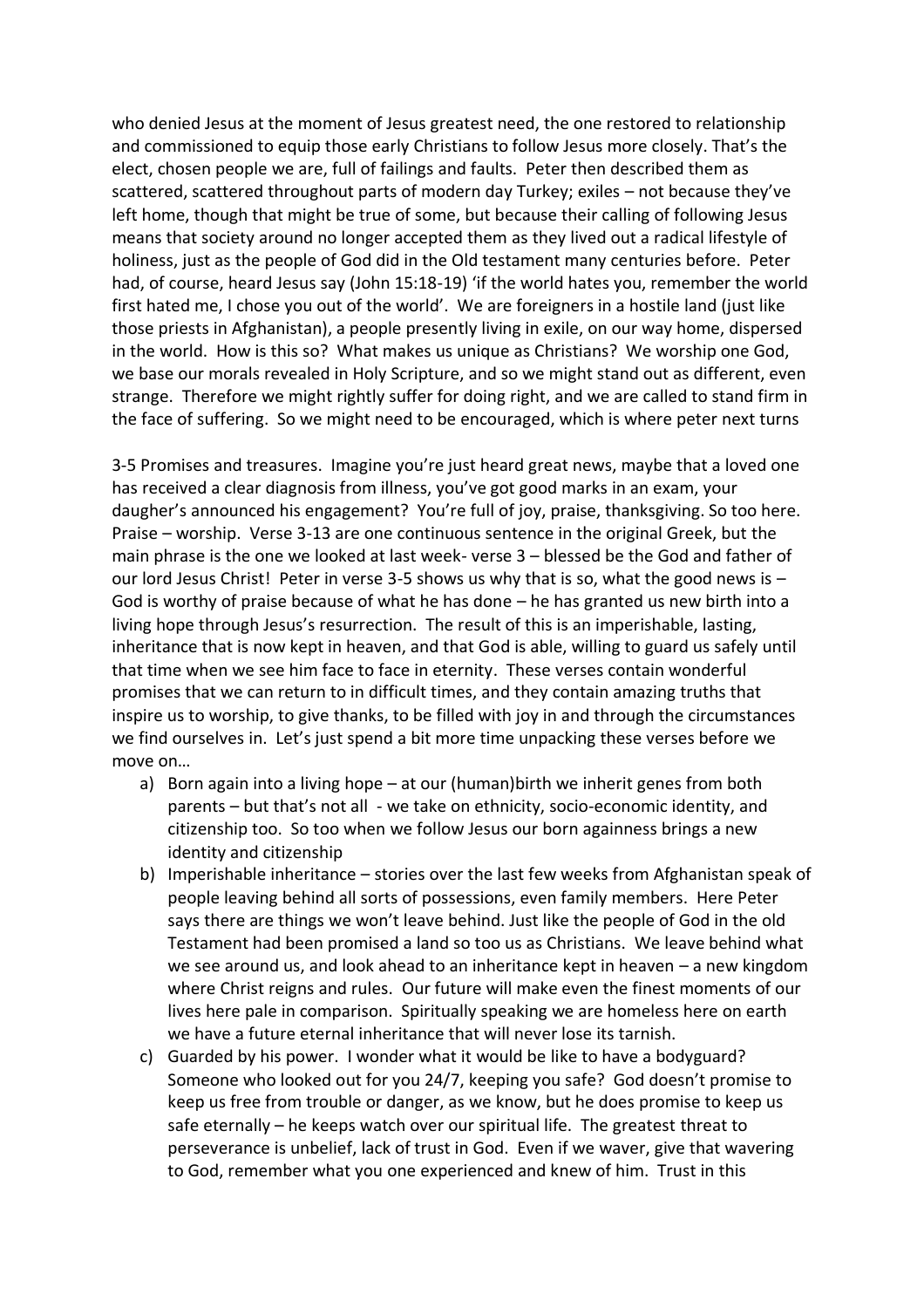who denied Jesus at the moment of Jesus greatest need, the one restored to relationship and commissioned to equip those early Christians to follow Jesus more closely. That's the elect, chosen people we are, full of failings and faults. Peter then described them as scattered, scattered throughout parts of modern day Turkey; exiles – not because they've left home, though that might be true of some, but because their calling of following Jesus means that society around no longer accepted them as they lived out a radical lifestyle of holiness, just as the people of God did in the Old testament many centuries before. Peter had, of course, heard Jesus say (John 15:18-19) 'if the world hates you, remember the world first hated me, I chose you out of the world'. We are foreigners in a hostile land (just like those priests in Afghanistan), a people presently living in exile, on our way home, dispersed in the world. How is this so? What makes us unique as Christians? We worship one God, we base our morals revealed in Holy Scripture, and so we might stand out as different, even strange. Therefore we might rightly suffer for doing right, and we are called to stand firm in the face of suffering. So we might need to be encouraged, which is where peter next turns

3-5 Promises and treasures. Imagine you're just heard great news, maybe that a loved one has received a clear diagnosis from illness, you've got good marks in an exam, your daughter's announced his engagement? You're full of joy, praise, thanksgiving. So too here. Praise – worship. Verse 3-13 are one continuous sentence in the original Greek, but the main phrase is the one we looked at last week- verse 3 – blessed be the God and father of our lord Jesus Christ! Peter in verse 3-5 shows us why that is so, what the good news is – God is worthy of praise because of what he has done – he has granted us new birth into a living hope through Jesus's resurrection. The result of this is an imperishable, lasting, inheritance that is now kept in heaven, and that God is able, willing to guard us safely until that time when we see him face to face in eternity. These verses contain wonderful promises that we can return to in difficult times, and they contain amazing truths that inspire us to worship, to give thanks, to be filled with joy in and through the circumstances we find ourselves in. Let's just spend a bit more time unpacking these verses before we move on…

a) Born again into a living hope – at our (human)birth we inherit genes from both parents – but that's not all - we take on ethnicity, socio-economic identity, and citizenship too. So too when we follow Jesus our born againness brings a new identity and citizenship
b) Imperishable inheritance – stories over the last few weeks from Afghanistan speak of people leaving behind all sorts of possessions, even family members. Here Peter says there are things we won't leave behind. Just like the people of God in the old Testament had been promised a land so too us as Christians. We leave behind what we see around us, and look ahead to an inheritance kept in heaven – a new kingdom where Christ reigns and rules. Our future will make even the finest moments of our lives here pale in comparison. Spiritually speaking we are homeless here on earth we have a future eternal inheritance that will never lose its tarnish.
c) Guarded by his power. I wonder what it would be like to have a bodyguard? Someone who looked out for you 24/7, keeping you safe? God doesn't promise to keep us free from trouble or danger, as we know, but he does promise to keep us safe eternally – he keeps watch over our spiritual life. The greatest threat to perseverance is unbelief, lack of trust in God. Even if we waver, give that wavering to God, remember what you one experienced and knew of him. Trust in this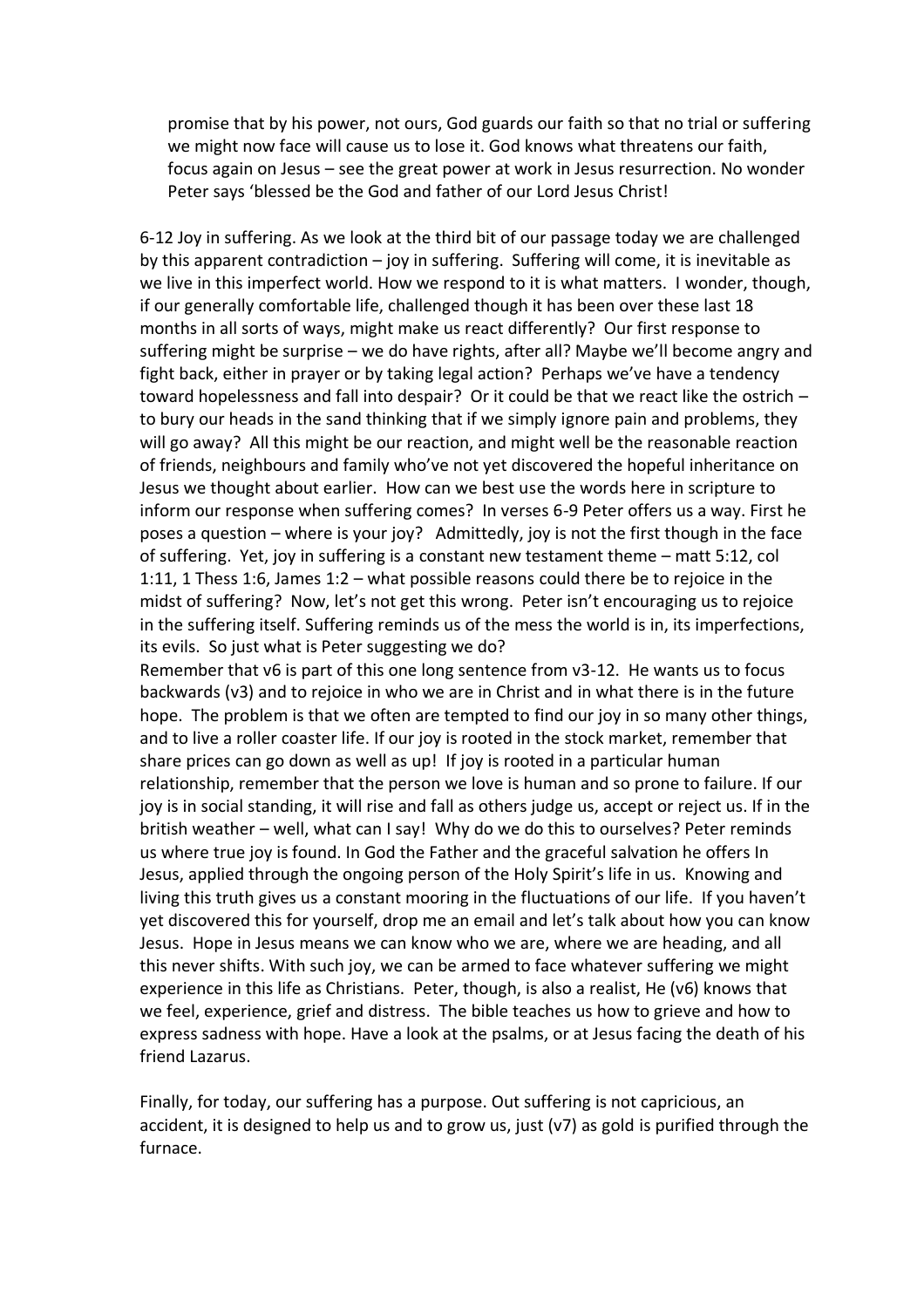promise that by his power, not ours, God guards our faith so that no trial or suffering we might now face will cause us to lose it. God knows what threatens our faith, focus again on Jesus – see the great power at work in Jesus resurrection. No wonder Peter says 'blessed be the God and father of our Lord Jesus Christ!

6-12 Joy in suffering. As we look at the third bit of our passage today we are challenged by this apparent contradiction – joy in suffering. Suffering will come, it is inevitable as we live in this imperfect world. How we respond to it is what matters. I wonder, though, if our generally comfortable life, challenged though it has been over these last 18 months in all sorts of ways, might make us react differently? Our first response to suffering might be surprise – we do have rights, after all? Maybe we'll become angry and fight back, either in prayer or by taking legal action? Perhaps we've have a tendency toward hopelessness and fall into despair? Or it could be that we react like the ostrich – to bury our heads in the sand thinking that if we simply ignore pain and problems, they will go away? All this might be our reaction, and might well be the reasonable reaction of friends, neighbours and family who've not yet discovered the hopeful inheritance on Jesus we thought about earlier. How can we best use the words here in scripture to inform our response when suffering comes? In verses 6-9 Peter offers us a way. First he poses a question – where is your joy? Admittedly, joy is not the first though in the face of suffering. Yet, joy in suffering is a constant new testament theme – matt 5:12, col 1:11, 1 Thess 1:6, James 1:2 – what possible reasons could there be to rejoice in the midst of suffering? Now, let's not get this wrong. Peter isn't encouraging us to rejoice in the suffering itself. Suffering reminds us of the mess the world is in, its imperfections, its evils. So just what is Peter suggesting we do?

Remember that v6 is part of this one long sentence from v3-12. He wants us to focus backwards (v3) and to rejoice in who we are in Christ and in what there is in the future hope. The problem is that we often are tempted to find our joy in so many other things, and to live a roller coaster life. If our joy is rooted in the stock market, remember that share prices can go down as well as up! If joy is rooted in a particular human relationship, remember that the person we love is human and so prone to failure. If our joy is in social standing, it will rise and fall as others judge us, accept or reject us. If in the british weather – well, what can I say! Why do we do this to ourselves? Peter reminds us where true joy is found. In God the Father and the graceful salvation he offers In Jesus, applied through the ongoing person of the Holy Spirit's life in us. Knowing and living this truth gives us a constant mooring in the fluctuations of our life. If you haven't yet discovered this for yourself, drop me an email and let's talk about how you can know Jesus. Hope in Jesus means we can know who we are, where we are heading, and all this never shifts. With such joy, we can be armed to face whatever suffering we might experience in this life as Christians. Peter, though, is also a realist, He (v6) knows that we feel, experience, grief and distress. The bible teaches us how to grieve and how to express sadness with hope. Have a look at the psalms, or at Jesus facing the death of his friend Lazarus.

Finally, for today, our suffering has a purpose. Out suffering is not capricious, an accident, it is designed to help us and to grow us, just (v7) as gold is purified through the furnace.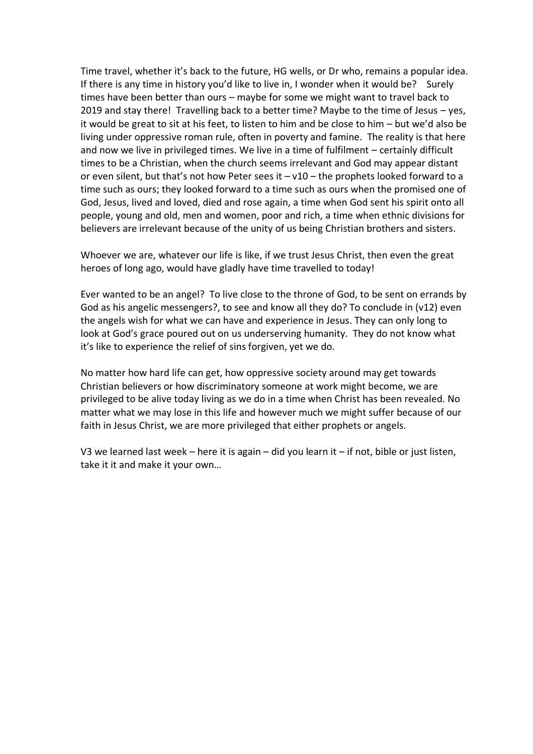Time travel, whether it's back to the future, HG wells, or Dr who, remains a popular idea. If there is any time in history you'd like to live in, I wonder when it would be? Surely times have been better than ours – maybe for some we might want to travel back to 2019 and stay there! Travelling back to a better time? Maybe to the time of Jesus – yes, it would be great to sit at his feet, to listen to him and be close to him – but we'd also be living under oppressive roman rule, often in poverty and famine. The reality is that here and now we live in privileged times. We live in a time of fulfilment – certainly difficult times to be a Christian, when the church seems irrelevant and God may appear distant or even silent, but that's not how Peter sees it – v10 – the prophets looked forward to a time such as ours; they looked forward to a time such as ours when the promised one of God, Jesus, lived and loved, died and rose again, a time when God sent his spirit onto all people, young and old, men and women, poor and rich, a time when ethnic divisions for believers are irrelevant because of the unity of us being Christian brothers and sisters.

Whoever we are, whatever our life is like, if we trust Jesus Christ, then even the great heroes of long ago, would have gladly have time travelled to today!

Ever wanted to be an angel? To live close to the throne of God, to be sent on errands by God as his angelic messengers?, to see and know all they do? To conclude in (v12) even the angels wish for what we can have and experience in Jesus. They can only long to look at God's grace poured out on us underserving humanity. They do not know what it's like to experience the relief of sins forgiven, yet we do.

No matter how hard life can get, how oppressive society around may get towards Christian believers or how discriminatory someone at work might become, we are privileged to be alive today living as we do in a time when Christ has been revealed. No matter what we may lose in this life and however much we might suffer because of our faith in Jesus Christ, we are more privileged that either prophets or angels.

V3 we learned last week – here it is again – did you learn it – if not, bible or just listen, take it it and make it your own…